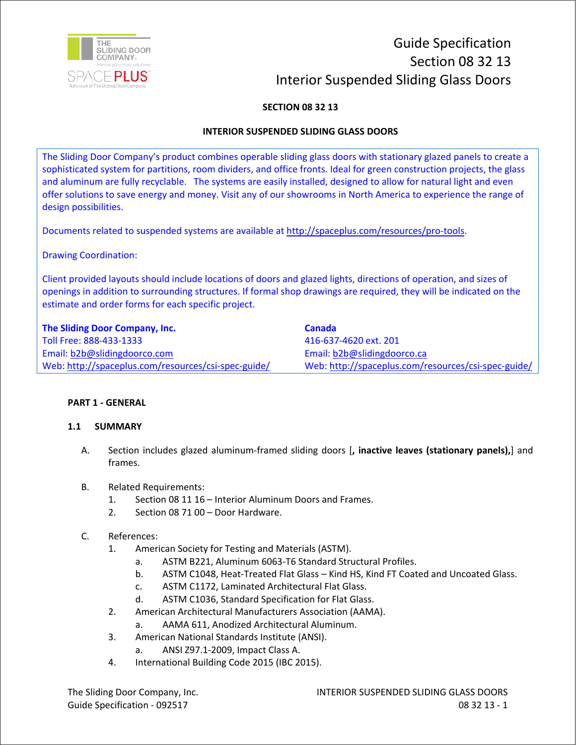Guide Specification
Section 08 32 13
Interior Suspended Sliding Glass Doors

# SECTION 08 32 13

# INTERIOR SUSPENDED SLIDING GLASS DOORS

The Sliding Door Company's product combines operable sliding glass doors with stationary glazed panels to create a sophisticated system for partitions, room dividers, and office fronts. Ideal for green construction projects, the glass and aluminum are fully recyclable. The systems are easily installed, designed to allow for natural light and even offer solutions to save energy and money. Visit any of our showrooms in North America to experience the range of design possibilities.

Documents related to suspended systems are available at http://spaceplus.com/resources/pro-tools.

Drawing Coordination:

Client provided layouts should include locations of doors and glazed lights, directions of operation, and sizes of openings in addition to surrounding structures. If formal shop drawings are required, they will be indicated on the estimate and order forms for each specific project.

**The Sliding Door Company, Inc.**
Toll Free: 888-433-1333
Email: b2b@slidingdoorco.com
Web: http://spaceplus.com/resources/csi-spec-guide/

**Canada**
416-637-4620 ext. 201
Email: b2b@slidingdoorco.ca
Web: http://spaceplus.com/resources/csi-spec-guide/

## PART 1 - GENERAL

### 1.1 SUMMARY

A. Section includes glazed aluminum-framed sliding doors [**, inactive leaves (stationary panels),**] and frames.

B. Related Requirements:
   1. Section 08 11 16 – Interior Aluminum Doors and Frames.
   2. Section 08 71 00 – Door Hardware.

C. References:
   1. American Society for Testing and Materials (ASTM).
      a. ASTM B221, Aluminum 6063-T6 Standard Structural Profiles.
      b. ASTM C1048, Heat-Treated Flat Glass – Kind HS, Kind FT Coated and Uncoated Glass.
      c. ASTM C1172, Laminated Architectural Flat Glass.
      d. ASTM C1036, Standard Specification for Flat Glass.
   2. American Architectural Manufacturers Association (AAMA).
      a. AAMA 611, Anodized Architectural Aluminum.
   3. American National Standards Institute (ANSI).
      a. ANSI Z97.1-2009, Impact Class A.
   4. International Building Code 2015 (IBC 2015).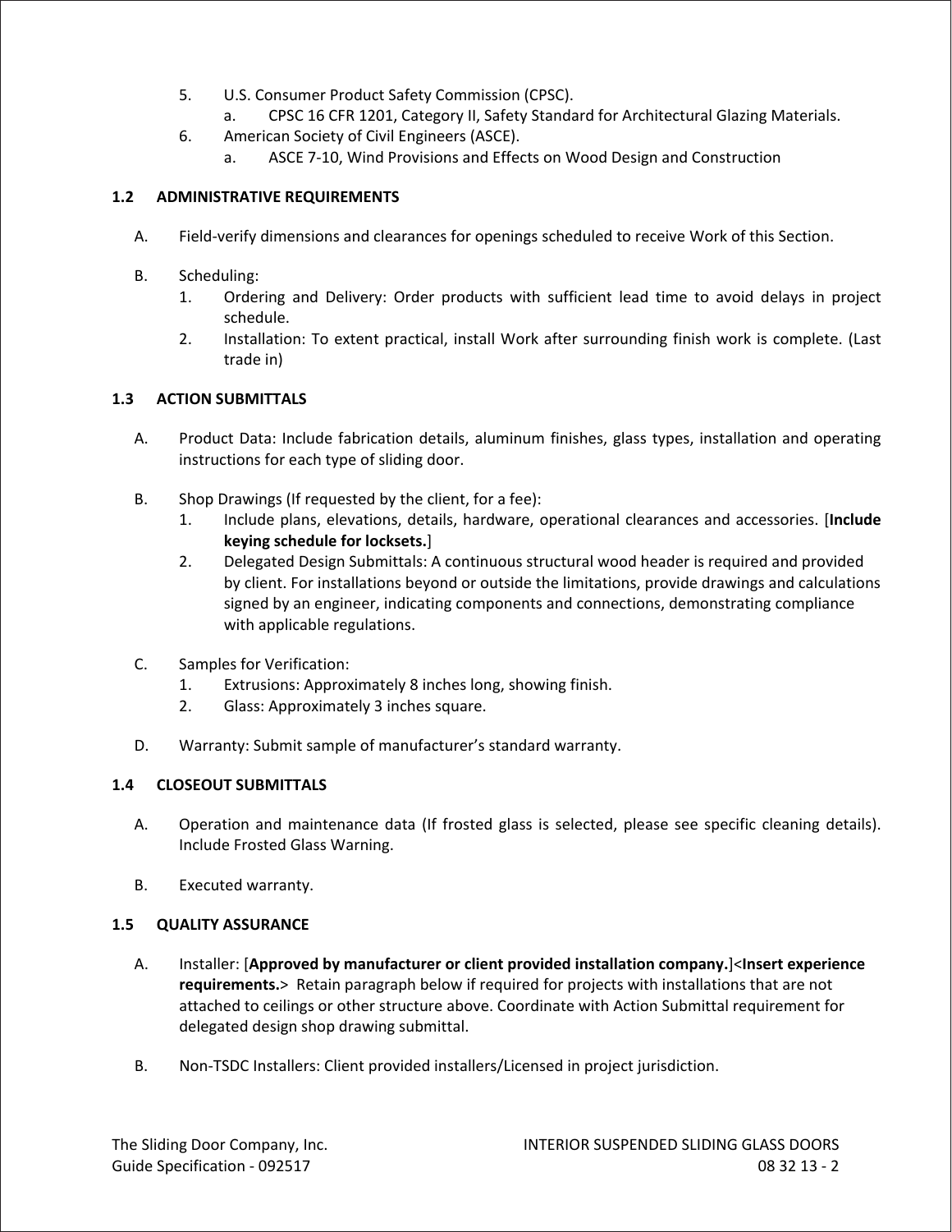5. U.S. Consumer Product Safety Commission (CPSC).
   a. CPSC 16 CFR 1201, Category II, Safety Standard for Architectural Glazing Materials.
6. American Society of Civil Engineers (ASCE).
   a. ASCE 7-10, Wind Provisions and Effects on Wood Design and Construction

## 1.2 ADMINISTRATIVE REQUIREMENTS

A. Field-verify dimensions and clearances for openings scheduled to receive Work of this Section.

B. Scheduling:
   1. Ordering and Delivery: Order products with sufficient lead time to avoid delays in project schedule.
   2. Installation: To extent practical, install Work after surrounding finish work is complete. (Last trade in)

## 1.3 ACTION SUBMITTALS

A. Product Data: Include fabrication details, aluminum finishes, glass types, installation and operating instructions for each type of sliding door.

B. Shop Drawings (If requested by the client, for a fee):
   1. Include plans, elevations, details, hardware, operational clearances and accessories. [**Include keying schedule for locksets.**]
   2. Delegated Design Submittals: A continuous structural wood header is required and provided by client. For installations beyond or outside the limitations, provide drawings and calculations signed by an engineer, indicating components and connections, demonstrating compliance with applicable regulations.

C. Samples for Verification:
   1. Extrusions: Approximately 8 inches long, showing finish.
   2. Glass: Approximately 3 inches square.

D. Warranty: Submit sample of manufacturer's standard warranty.

## 1.4 CLOSEOUT SUBMITTALS

A. Operation and maintenance data (If frosted glass is selected, please see specific cleaning details). Include Frosted Glass Warning.

B. Executed warranty.

## 1.5 QUALITY ASSURANCE

A. Installer: [**Approved by manufacturer or client provided installation company.**]<**Insert experience requirements.**> Retain paragraph below if required for projects with installations that are not attached to ceilings or other structure above. Coordinate with Action Submittal requirement for delegated design shop drawing submittal.

B. Non-TSDC Installers: Client provided installers/Licensed in project jurisdiction.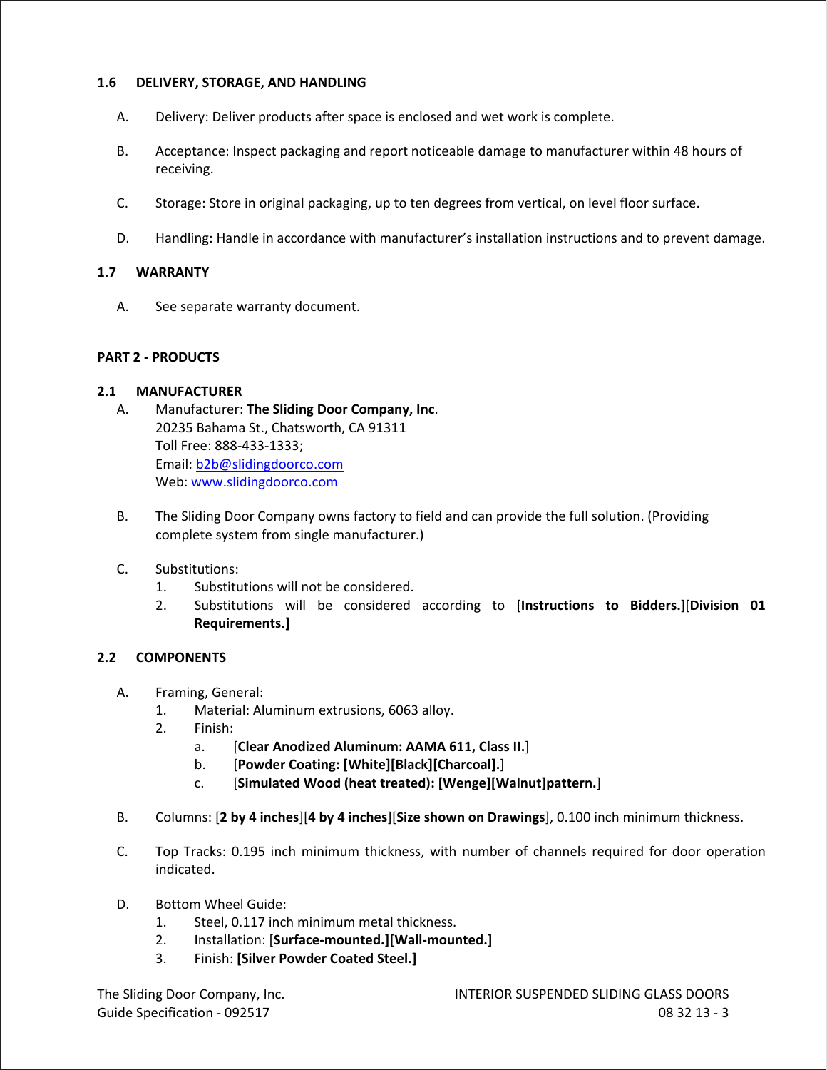### 1.6 DELIVERY, STORAGE, AND HANDLING

A. Delivery: Deliver products after space is enclosed and wet work is complete.

B. Acceptance: Inspect packaging and report noticeable damage to manufacturer within 48 hours of receiving.

C. Storage: Store in original packaging, up to ten degrees from vertical, on level floor surface.

D. Handling: Handle in accordance with manufacturer's installation instructions and to prevent damage.

### 1.7 WARRANTY

A. See separate warranty document.

## PART 2 - PRODUCTS

### 2.1 MANUFACTURER

A. Manufacturer: **The Sliding Door Company, Inc**.
20235 Bahama St., Chatsworth, CA 91311
Toll Free: 888-433-1333;
Email: b2b@slidingdoorco.com
Web: www.slidingdoorco.com

B. The Sliding Door Company owns factory to field and can provide the full solution. (Providing complete system from single manufacturer.)

C. Substitutions:
   1. Substitutions will not be considered.
   2. Substitutions will be considered according to [**Instructions to Bidders.**][**Division 01 Requirements.]**

### 2.2 COMPONENTS

A. Framing, General:
   1. Material: Aluminum extrusions, 6063 alloy.
   2. Finish:
      a. [**Clear Anodized Aluminum: AAMA 611, Class II.**]
      b. [**Powder Coating: [White][Black][Charcoal].**]
      c. [**Simulated Wood (heat treated): [Wenge][Walnut]pattern.**]

B. Columns: [**2 by 4 inches**][**4 by 4 inches**][**Size shown on Drawings**], 0.100 inch minimum thickness.

C. Top Tracks: 0.195 inch minimum thickness, with number of channels required for door operation indicated.

D. Bottom Wheel Guide:
   1. Steel, 0.117 inch minimum metal thickness.
   2. Installation: [**Surface-mounted.][Wall-mounted.]**
   3. Finish: **[Silver Powder Coated Steel.]**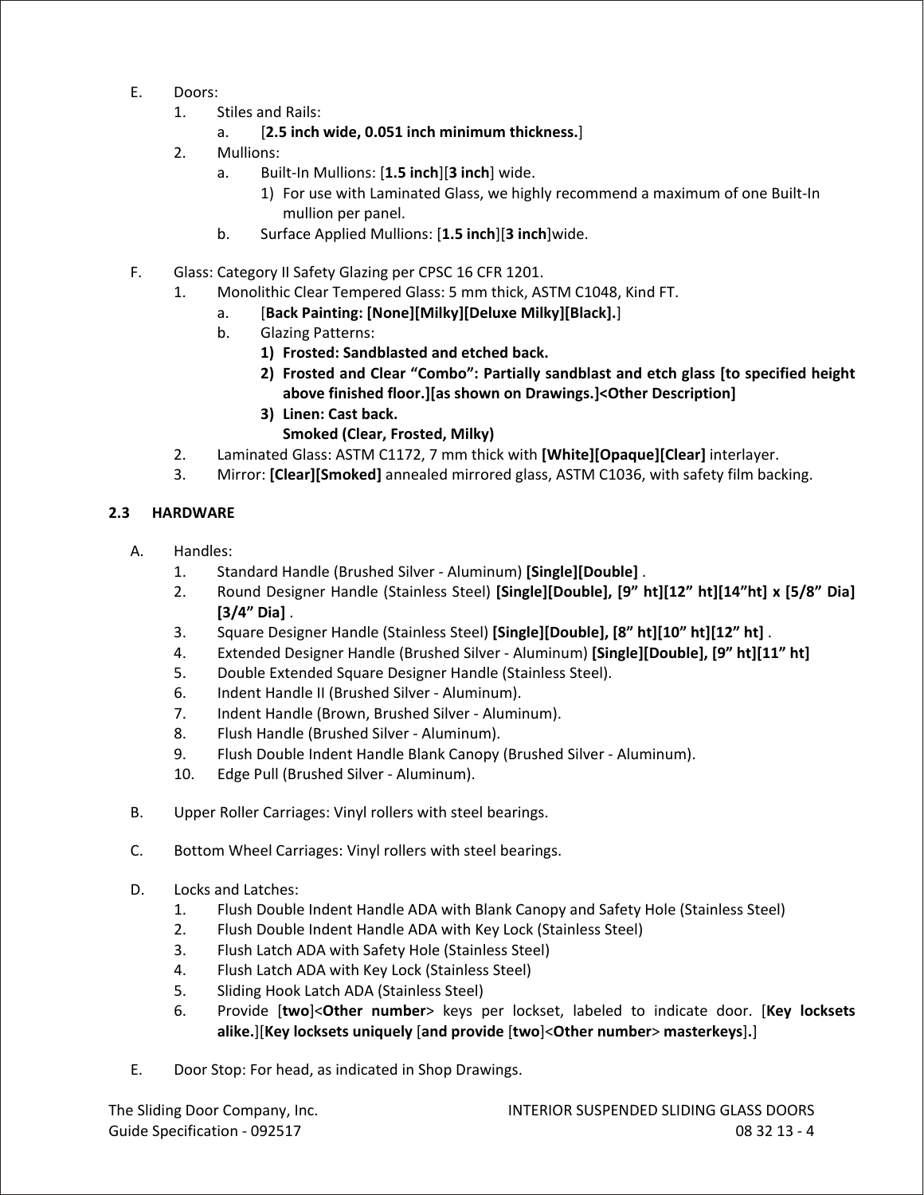E. Doors:
   1. Stiles and Rails:
      a. [**2.5 inch wide, 0.051 inch minimum thickness.**]
   2. Mullions:
      a. Built-In Mullions: [**1.5 inch**][**3 inch**] wide.
         1) For use with Laminated Glass, we highly recommend a maximum of one Built-In mullion per panel.
      b. Surface Applied Mullions: [**1.5 inch**][**3 inch**]wide.

F. Glass: Category II Safety Glazing per CPSC 16 CFR 1201.
   1. Monolithic Clear Tempered Glass: 5 mm thick, ASTM C1048, Kind FT.
      a. [**Back Painting: [None][Milky][Deluxe Milky][Black].**]
      b. Glazing Patterns:
         **1) Frosted: Sandblasted and etched back.**
         **2) Frosted and Clear "Combo": Partially sandblast and etch glass [to specified height above finished floor.][as shown on Drawings.]<Other Description]**
         **3) Linen: Cast back.**
         **Smoked (Clear, Frosted, Milky)**
   2. Laminated Glass: ASTM C1172, 7 mm thick with **[White][Opaque][Clear]** interlayer.
   3. Mirror: **[Clear][Smoked]** annealed mirrored glass, ASTM C1036, with safety film backing.

## 2.3 HARDWARE

A. Handles:
   1. Standard Handle (Brushed Silver - Aluminum) **[Single][Double]** .
   2. Round Designer Handle (Stainless Steel) **[Single][Double], [9" ht][12" ht][14"ht] x [5/8" Dia] [3/4" Dia]** .
   3. Square Designer Handle (Stainless Steel) **[Single][Double], [8" ht][10" ht][12" ht]** .
   4. Extended Designer Handle (Brushed Silver - Aluminum) **[Single][Double], [9" ht][11" ht]**
   5. Double Extended Square Designer Handle (Stainless Steel).
   6. Indent Handle II (Brushed Silver - Aluminum).
   7. Indent Handle (Brown, Brushed Silver - Aluminum).
   8. Flush Handle (Brushed Silver - Aluminum).
   9. Flush Double Indent Handle Blank Canopy (Brushed Silver - Aluminum).
   10. Edge Pull (Brushed Silver - Aluminum).

B. Upper Roller Carriages: Vinyl rollers with steel bearings.

C. Bottom Wheel Carriages: Vinyl rollers with steel bearings.

D. Locks and Latches:
   1. Flush Double Indent Handle ADA with Blank Canopy and Safety Hole (Stainless Steel)
   2. Flush Double Indent Handle ADA with Key Lock (Stainless Steel)
   3. Flush Latch ADA with Safety Hole (Stainless Steel)
   4. Flush Latch ADA with Key Lock (Stainless Steel)
   5. Sliding Hook Latch ADA (Stainless Steel)
   6. Provide [**two**]<**Other number**> keys per lockset, labeled to indicate door. [**Key locksets alike.**][**Key locksets uniquely** [**and provide** [**two**]<**Other number**> **masterkeys**]**.**]

E. Door Stop: For head, as indicated in Shop Drawings.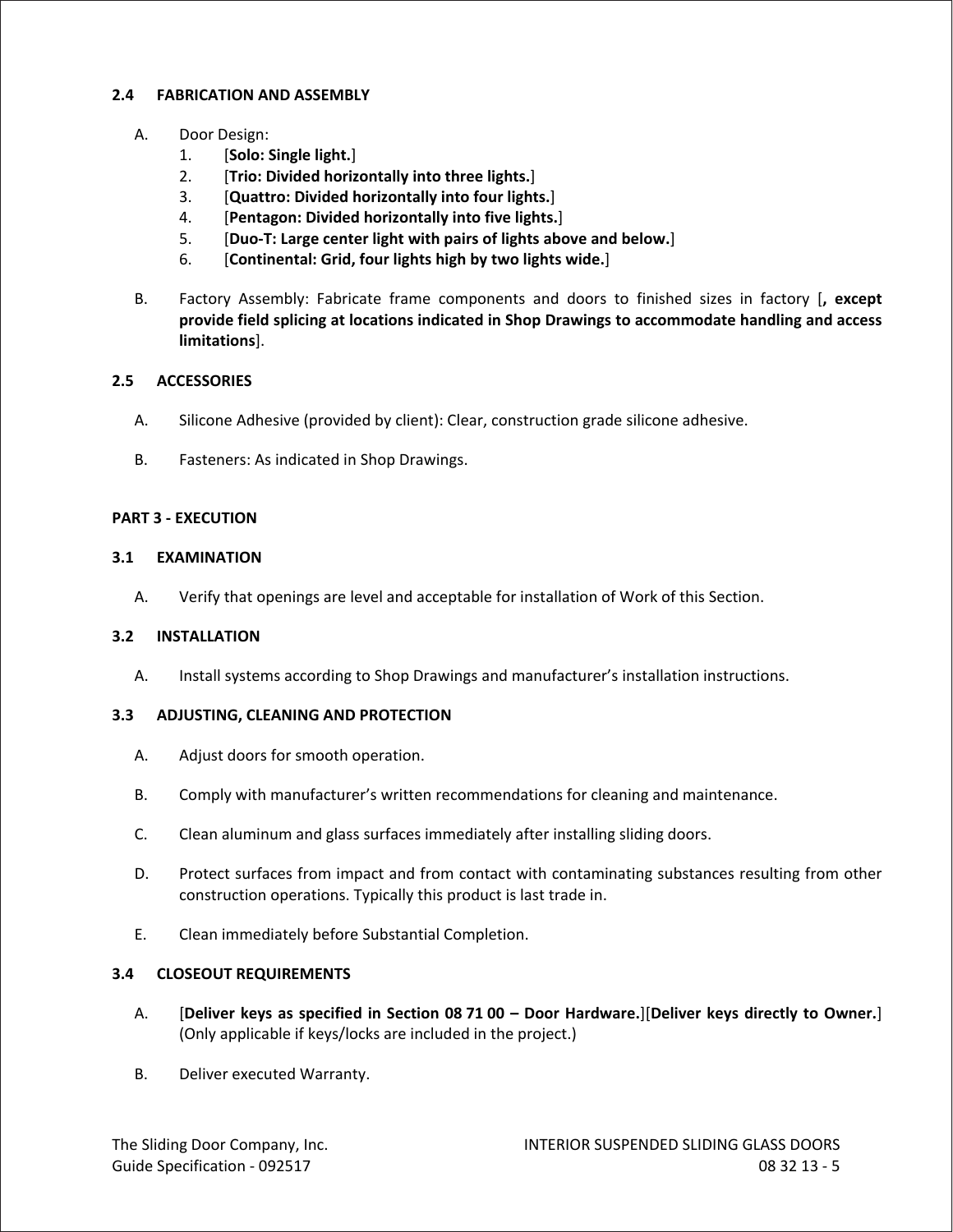### 2.4 FABRICATION AND ASSEMBLY

A. Door Design:
   1. [**Solo: Single light.**]
   2. [**Trio: Divided horizontally into three lights.**]
   3. [**Quattro: Divided horizontally into four lights.**]
   4. [**Pentagon: Divided horizontally into five lights.**]
   5. [**Duo-T: Large center light with pairs of lights above and below.**]
   6. [**Continental: Grid, four lights high by two lights wide.**]

B. Factory Assembly: Fabricate frame components and doors to finished sizes in factory [**, except provide field splicing at locations indicated in Shop Drawings to accommodate handling and access limitations**].

### 2.5 ACCESSORIES

A. Silicone Adhesive (provided by client): Clear, construction grade silicone adhesive.

B. Fasteners: As indicated in Shop Drawings.

## PART 3 - EXECUTION

### 3.1 EXAMINATION

A. Verify that openings are level and acceptable for installation of Work of this Section.

### 3.2 INSTALLATION

A. Install systems according to Shop Drawings and manufacturer's installation instructions.

### 3.3 ADJUSTING, CLEANING AND PROTECTION

A. Adjust doors for smooth operation.

B. Comply with manufacturer's written recommendations for cleaning and maintenance.

C. Clean aluminum and glass surfaces immediately after installing sliding doors.

D. Protect surfaces from impact and from contact with contaminating substances resulting from other construction operations. Typically this product is last trade in.

E. Clean immediately before Substantial Completion.

### 3.4 CLOSEOUT REQUIREMENTS

A. [**Deliver keys as specified in Section 08 71 00 – Door Hardware.**][**Deliver keys directly to Owner.**] (Only applicable if keys/locks are included in the project.)

B. Deliver executed Warranty.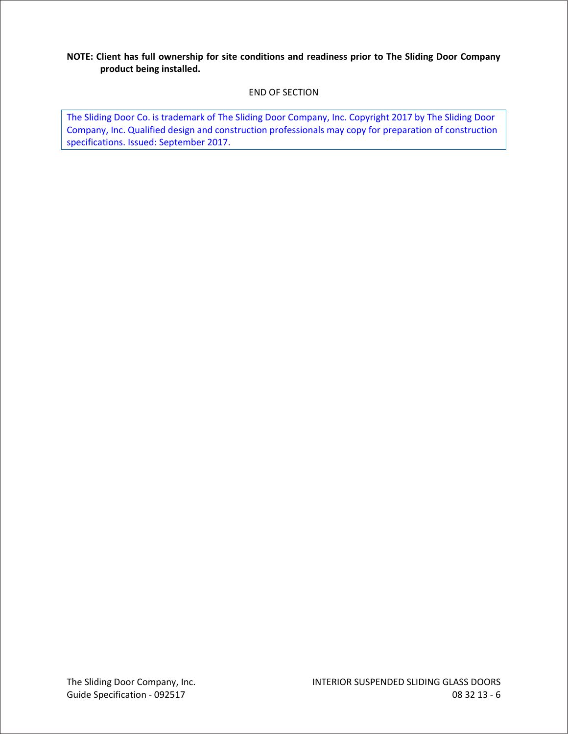**NOTE: Client has full ownership for site conditions and readiness prior to The Sliding Door Company product being installed.**

END OF SECTION

The Sliding Door Co. is trademark of The Sliding Door Company, Inc. Copyright 2017 by The Sliding Door Company, Inc. Qualified design and construction professionals may copy for preparation of construction specifications. Issued: September 2017.